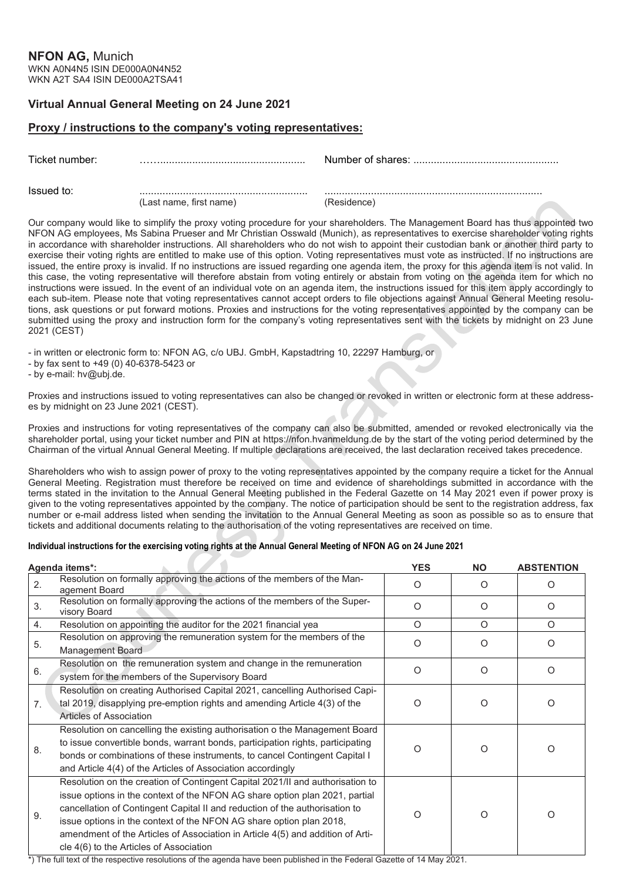**NFON AG,** Munich
WKN A0N4N5 ISIN DE000A0N4N52
WKN A2T SA4 ISIN DE000A2TSA41

## Virtual Annual General Meeting on 24 June 2021

## Proxy / instructions to the company's voting representatives:

Ticket number: ……................................................ Number of shares: .................................................

Issued to: ......................................................... (Last name, first name) .......................................................................... (Residence)

Our company would like to simplify the proxy voting procedure for your shareholders. The Management Board has thus appointed two NFON AG employees, Ms Sabina Prueser and Mr Christian Osswald (Munich), as representatives to exercise shareholder voting rights in accordance with shareholder instructions. All shareholders who do not wish to appoint their custodian bank or another third party to exercise their voting rights are entitled to make use of this option. Voting representatives must vote as instructed. If no instructions are issued, the entire proxy is invalid. If no instructions are issued regarding one agenda item, the proxy for this agenda item is not valid. In this case, the voting representative will therefore abstain from voting entirely or abstain from voting on the agenda item for which no instructions were issued. In the event of an individual vote on an agenda item, the instructions issued for this item apply accordingly to each sub-item. Please note that voting representatives cannot accept orders to file objections against Annual General Meeting resolutions, ask questions or put forward motions. Proxies and instructions for the voting representatives appointed by the company can be submitted using the proxy and instruction form for the company's voting representatives sent with the tickets by midnight on 23 June 2021 (CEST)

- in written or electronic form to: NFON AG, c/o UBJ. GmbH, Kapstadtring 10, 22297 Hamburg, or
- by fax sent to +49 (0) 40-6378-5423 or
- by e-mail: hv@ubj.de.

Proxies and instructions issued to voting representatives can also be changed or revoked in written or electronic form at these addresses by midnight on 23 June 2021 (CEST).

Proxies and instructions for voting representatives of the company can also be submitted, amended or revoked electronically via the shareholder portal, using your ticket number and PIN at https://nfon.hvanmeldung.de by the start of the voting period determined by the Chairman of the virtual Annual General Meeting. If multiple declarations are received, the last declaration received takes precedence.

Shareholders who wish to assign power of proxy to the voting representatives appointed by the company require a ticket for the Annual General Meeting. Registration must therefore be received on time and evidence of shareholdings submitted in accordance with the terms stated in the invitation to the Annual General Meeting published in the Federal Gazette on 14 May 2021 even if power proxy is given to the voting representatives appointed by the company. The notice of participation should be sent to the registration address, fax number or e-mail address listed when sending the invitation to the Annual General Meeting as soon as possible so as to ensure that tickets and additional documents relating to the authorisation of the voting representatives are received on time.

**Individual instructions for the exercising voting rights at the Annual General Meeting of NFON AG on 24 June 2021**

| Agenda items*: | | YES | NO | ABSTENTION |
|---|---|---|---|---|
| 2. | Resolution on formally approving the actions of the members of the Management Board | O | O | O |
| 3. | Resolution on formally approving the actions of the members of the Supervisory Board | O | O | O |
| 4. | Resolution on appointing the auditor for the 2021 financial yea | O | O | O |
| 5. | Resolution on approving the remuneration system for the members of the Management Board | O | O | O |
| 6. | Resolution on the remuneration system and change in the remuneration system for the members of the Supervisory Board | O | O | O |
| 7. | Resolution on creating Authorised Capital 2021, cancelling Authorised Capital 2019, disapplying pre-emption rights and amending Article 4(3) of the Articles of Association | O | O | O |
| 8. | Resolution on cancelling the existing authorisation o the Management Board to issue convertible bonds, warrant bonds, participation rights, participating bonds or combinations of these instruments, to cancel Contingent Capital I and Article 4(4) of the Articles of Association accordingly | O | O | O |
| 9. | Resolution on the creation of Contingent Capital 2021/II and authorisation to issue options in the context of the NFON AG share option plan 2021, partial cancellation of Contingent Capital II and reduction of the authorisation to issue options in the context of the NFON AG share option plan 2018, amendment of the Articles of Association in Article 4(5) and addition of Article 4(6) to the Articles of Association | O | O | O |

*) The full text of the respective resolutions of the agenda have been published in the Federal Gazette of 14 May 2021.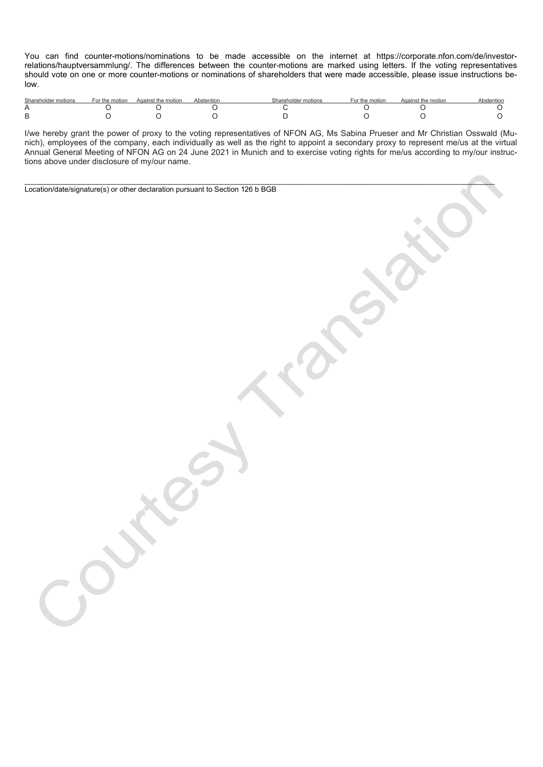You can find counter-motions/nominations to be made accessible on the internet at https://corporate.nfon.com/de/investor-relations/hauptversammlung/. The differences between the counter-motions are marked using letters. If the voting representatives should vote on one or more counter-motions or nominations of shareholders that were made accessible, please issue instructions below.

| Shareholder motions | For the motion | Against the motion | Abstention | Shareholder motions | For the motion | Against the motion | Abstention |
|---|---|---|---|---|---|---|---|
| A | O | O | O | C | O | O | O |
| B | O | O | O | D | O | O | O |

I/we hereby grant the power of proxy to the voting representatives of NFON AG, Ms Sabina Prueser and Mr Christian Osswald (Munich), employees of the company, each individually as well as the right to appoint a secondary proxy to represent me/us at the virtual Annual General Meeting of NFON AG on 24 June 2021 in Munich and to exercise voting rights for me/us according to my/our instructions above under disclosure of my/our name.

\_\_\_\_\_\_\_\_\_\_\_\_\_\_\_\_\_\_\_\_\_\_\_\_\_\_\_\_\_\_\_\_\_\_\_\_\_\_\_\_\_\_\_\_\_\_\_\_\_\_\_\_\_\_\_\_

Location/date/signature(s) or other declaration pursuant to Section 126 b BGB